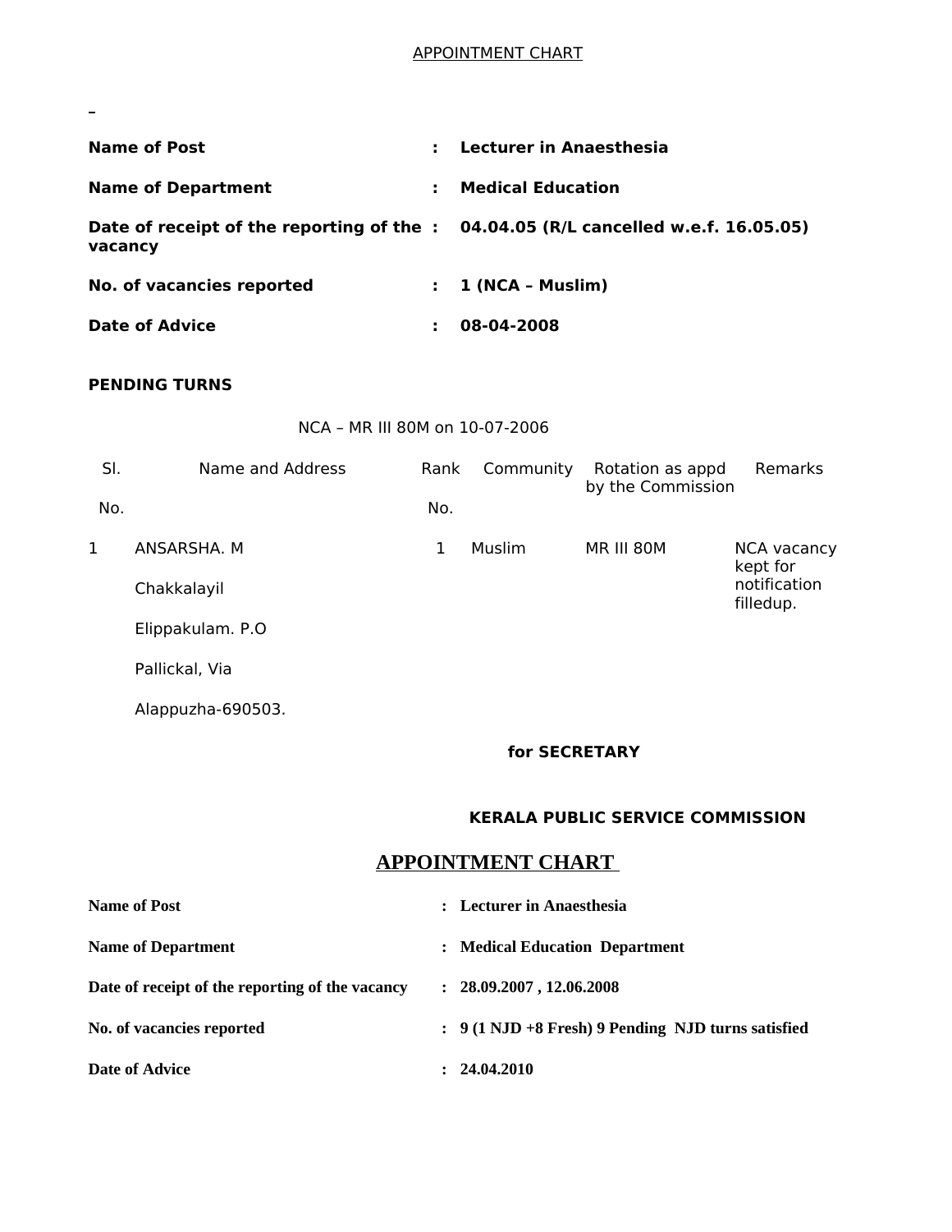APPOINTMENT CHART

| | | |
|---|---|---|
| **Name of Post** | : | **Lecturer in Anaesthesia** |
| **Name of Department** | : | **Medical Education** |
| **Date of receipt of the reporting of the vacancy** | : | **04.04.05 (R/L cancelled w.e.f. 16.05.05)** |
| **No. of vacancies reported** | : | **1 (NCA – Muslim)** |
| **Date of Advice** | : | **08-04-2008** |

**PENDING TURNS**

NCA – MR III 80M on 10-07-2006

| Sl. No. | Name and Address | Rank No. | Community | Rotation as appd by the Commission | Remarks |
|---|---|---|---|---|---|
| 1 | ANSARSHA. M<br>Chakkalayil<br>Elippakulam. P.O<br>Pallickal, Via<br>Alappuzha-690503. | 1 | Muslim | MR III 80M | NCA vacancy kept for notification filledup. |

**for SECRETARY**

**KERALA PUBLIC SERVICE COMMISSION**

# APPOINTMENT CHART

| | | |
|---|---|---|
| **Name of Post** | : | **Lecturer in Anaesthesia** |
| **Name of Department** | : | **Medical Education Department** |
| **Date of receipt of the reporting of the vacancy** | : | **28.09.2007 , 12.06.2008** |
| **No. of vacancies reported** | : | **9 (1 NJD +8 Fresh) 9 Pending NJD turns satisfied** |
| **Date of Advice** | : | **24.04.2010** |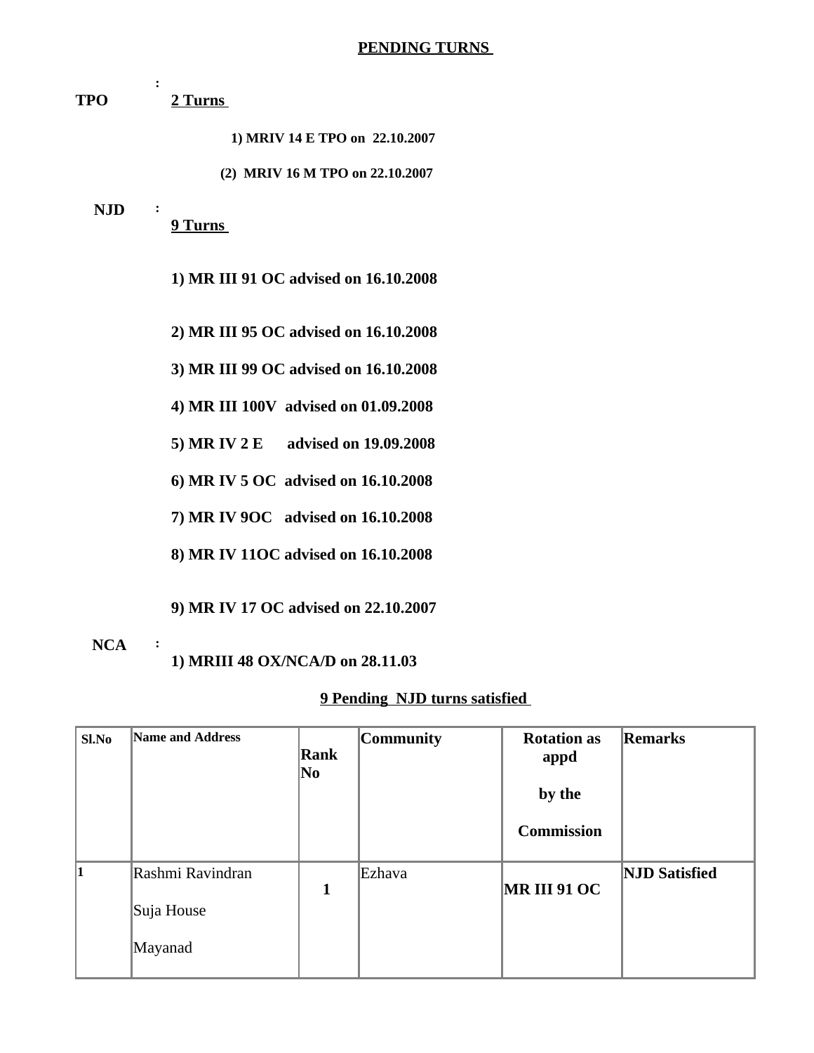## PENDING TURNS

**TPO** : **2 Turns**

1) **MRIV 14 E TPO on 22.10.2007**

(2) **MRIV 16 M TPO on 22.10.2007**

**NJD** : **9 Turns**

1) **MR III 91 OC advised on 16.10.2008**

2) **MR III 95 OC advised on 16.10.2008**

3) **MR III 99 OC advised on 16.10.2008**

4) **MR III 100V advised on 01.09.2008**

5) **MR IV 2 E advised on 19.09.2008**

6) **MR IV 5 OC advised on 16.10.2008**

7) **MR IV 9OC advised on 16.10.2008**

8) **MR IV 11OC advised on 16.10.2008**

9) **MR IV 17 OC advised on 22.10.2007**

**NCA** : 1) **MRIII 48 OX/NCA/D on 28.11.03**

**9 Pending NJD turns satisfied**

| Sl.No | Name and Address | Rank No | Community | Rotation as appd by the Commission | Remarks |
|---|---|---|---|---|---|
| 1 | Rashmi Ravindran<br>Suja House<br>Mayanad | 1 | Ezhava | MR III 91 OC | NJD Satisfied |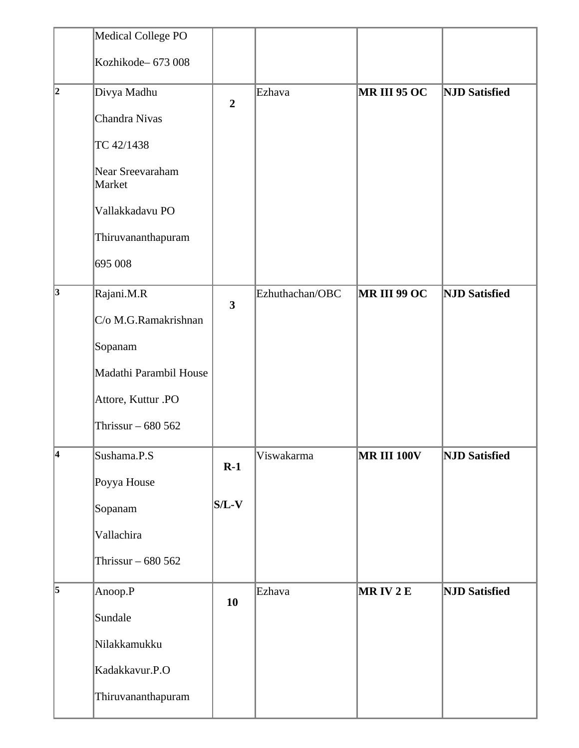| | | | | | |
|---|---|---|---|---|---|
| | Medical College PO<br><br>Kozhikode– 673 008 | | | | |
| **2** | Divya Madhu<br><br>Chandra Nivas<br><br>TC 42/1438<br><br>Near Sreevaraham Market<br><br>Vallakkadavu PO<br><br>Thiruvananthapuram<br><br>695 008 | **2** | Ezhava | **MR III 95 OC** | **NJD Satisfied** |
| **3** | Rajani.M.R<br><br>C/o M.G.Ramakrishnan<br><br>Sopanam<br><br>Madathi Parambil House<br><br>Attore, Kuttur .PO<br><br>Thrissur – 680 562 | **3** | Ezhuthachan/OBC | **MR III 99 OC** | **NJD Satisfied** |
| **4** | Sushama.P.S<br><br>Poyya House<br><br>Sopanam<br><br>Vallachira<br><br>Thrissur – 680 562 | **R-1**<br><br>**S/L-V** | Viswakarma | **MR III 100V** | **NJD Satisfied** |
| **5** | Anoop.P<br><br>Sundale<br><br>Nilakkamukku<br><br>Kadakkavur.P.O<br><br>Thiruvananthapuram | **10** | Ezhava | **MR IV 2 E** | **NJD Satisfied** |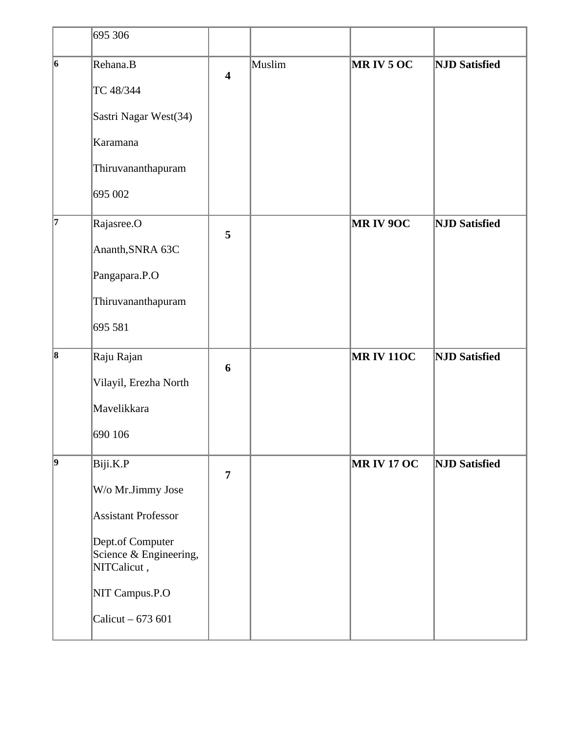| | | | | | |
|---|---|---|---|---|---|
| | 695 306 | | | | |
| **6** | Rehana.B<br>TC 48/344<br>Sastri Nagar West(34)<br>Karamana<br>Thiruvananthapuram<br>695 002 | **4** | Muslim | **MR IV 5 OC** | **NJD Satisfied** |
| **7** | Rajasree.O<br>Ananth,SNRA 63C<br>Pangapara.P.O<br>Thiruvananthapuram<br>695 581 | **5** | | **MR IV 9OC** | **NJD Satisfied** |
| **8** | Raju Rajan<br>Vilayil, Erezha North<br>Mavelikkara<br>690 106 | **6** | | **MR IV 11OC** | **NJD Satisfied** |
| **9** | Biji.K.P<br>W/o Mr.Jimmy Jose<br>Assistant Professor<br>Dept.of Computer Science & Engineering, NITCalicut ,<br>NIT Campus.P.O<br>Calicut – 673 601 | **7** | | **MR IV 17 OC** | **NJD Satisfied** |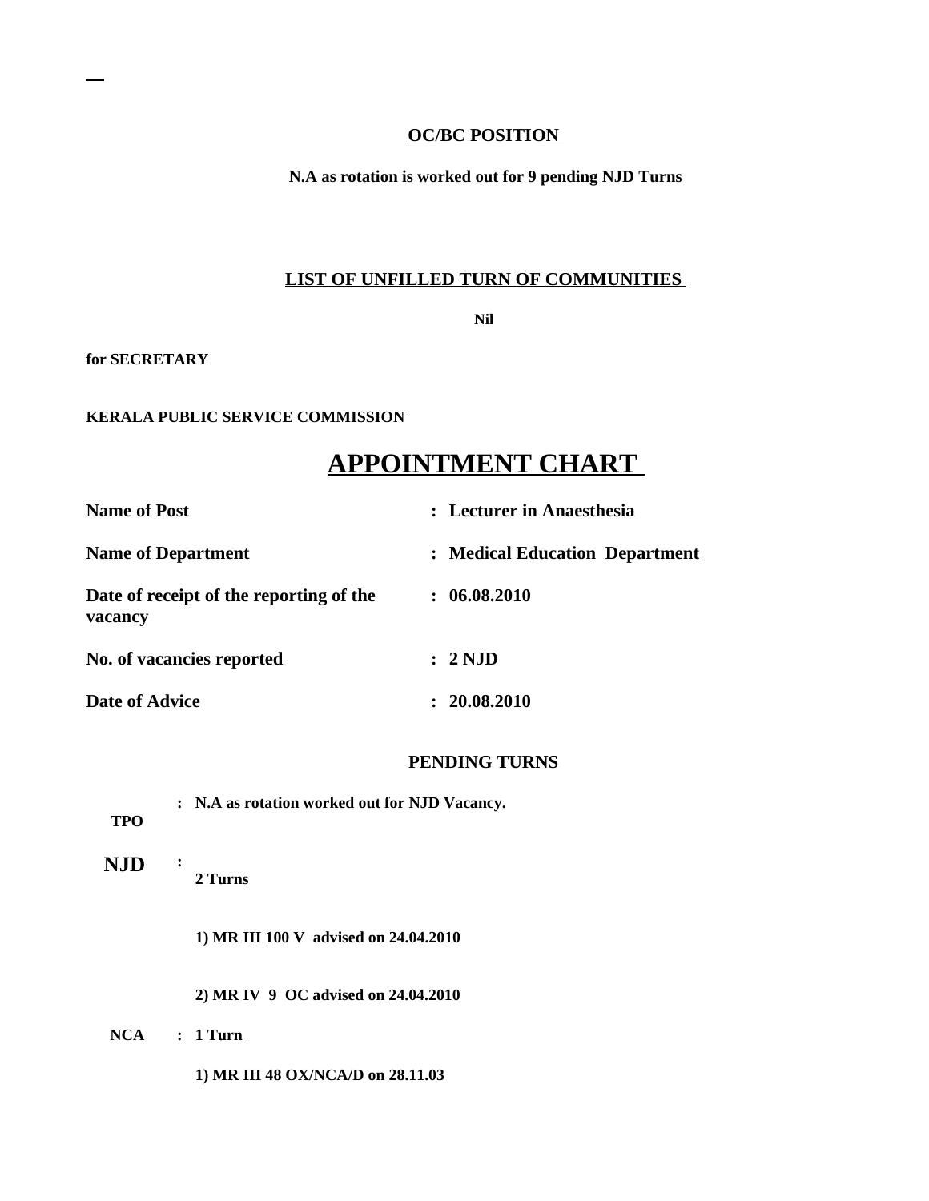—

**OC/BC POSITION**

**N.A as rotation is worked out for 9 pending NJD Turns**

**LIST OF UNFILLED TURN OF COMMUNITIES**

**Nil**

**for SECRETARY**

**KERALA PUBLIC SERVICE COMMISSION**

# APPOINTMENT CHART

| | |
|---|---|
| **Name of Post** | **: Lecturer in Anaesthesia** |
| **Name of Department** | **: Medical Education Department** |
| **Date of receipt of the reporting of the vacancy** | **: 06.08.2010** |
| **No. of vacancies reported** | **: 2 NJD** |
| **Date of Advice** | **: 20.08.2010** |

**PENDING TURNS**

**TPO : N.A as rotation worked out for NJD Vacancy.**

**NJD : 2 Turns**

**1) MR III 100 V advised on 24.04.2010**

**2) MR IV 9 OC advised on 24.04.2010**

**NCA : 1 Turn**

**1) MR III 48 OX/NCA/D on 28.11.03**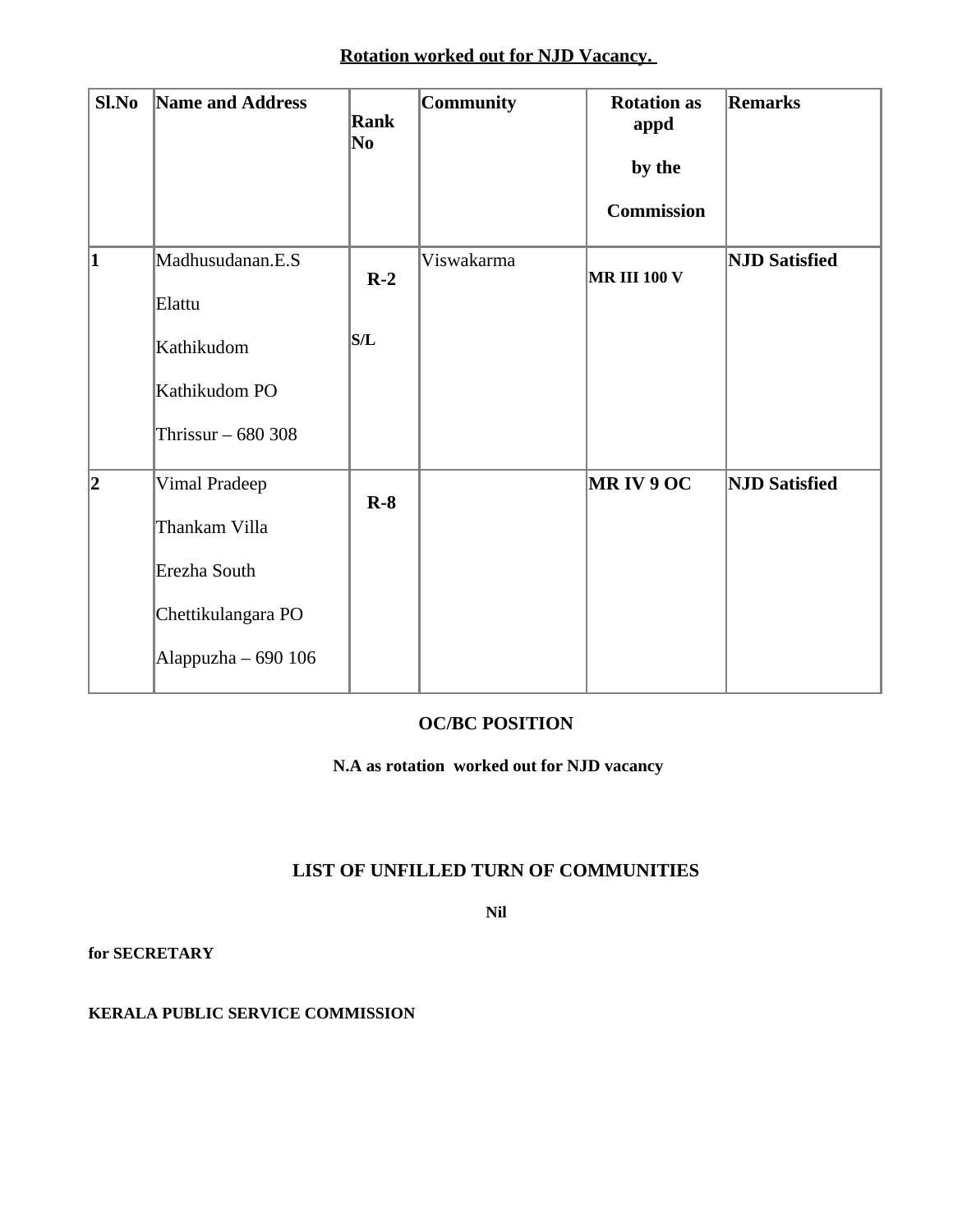**Rotation worked out for NJD Vacancy.**

| Sl.No | Name and Address | Rank No | Community | Rotation as appd by the Commission | Remarks |
|---|---|---|---|---|---|
| 1 | Madhusudanan.E.S<br>Elattu<br>Kathikudom<br>Kathikudom PO<br>Thrissur – 680 308 | R-2<br>S/L | Viswakarma | MR III 100 V | NJD Satisfied |
| 2 | Vimal Pradeep<br>Thankam Villa<br>Erezha South<br>Chettikulangara PO<br>Alappuzha – 690 106 | R-8 | | MR IV 9 OC | NJD Satisfied |

**OC/BC POSITION**

**N.A as rotation worked out for NJD vacancy**

**LIST OF UNFILLED TURN OF COMMUNITIES**

**Nil**

**for SECRETARY**

**KERALA PUBLIC SERVICE COMMISSION**